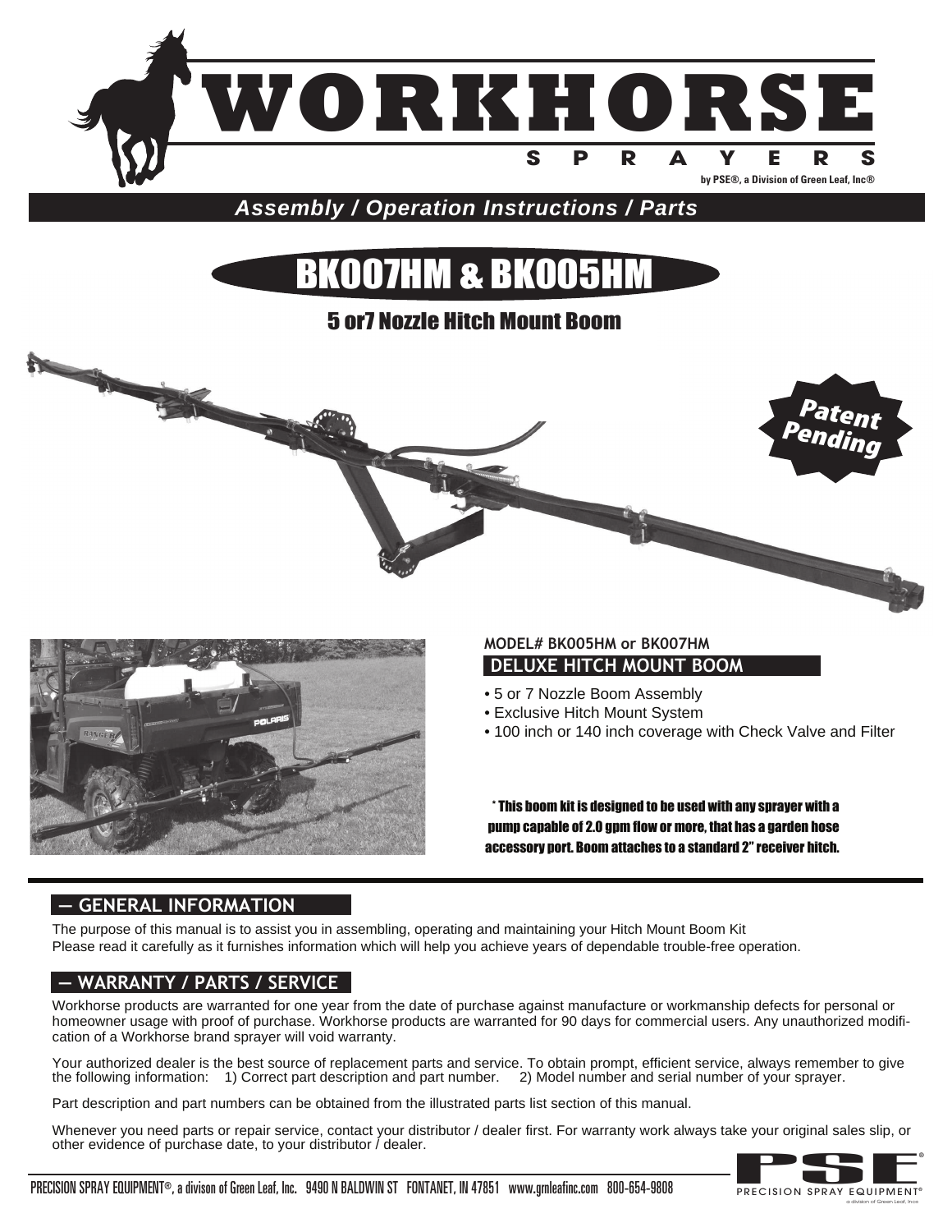# WORKHORSE SPRAYERS

by PSE®, a Division of Green Leaf, Inc®

***Assembly / Operation Instructions / Parts***

# BK007HM & BK005HM

## 5 or7 Nozzle Hitch Mount Boom

Patent Pending

**MODEL# BK005HM or BK007HM**

**DELUXE HITCH MOUNT BOOM**

- 5 or 7 Nozzle Boom Assembly
- Exclusive Hitch Mount System
- 100 inch or 140 inch coverage with Check Valve and Filter

**\* This boom kit is designed to be used with any sprayer with a pump capable of 2.0 gpm flow or more, that has a garden hose accessory port. Boom attaches to a standard 2" receiver hitch.**

## — GENERAL INFORMATION

The purpose of this manual is to assist you in assembling, operating and maintaining your Hitch Mount Boom Kit
Please read it carefully as it furnishes information which will help you achieve years of dependable trouble-free operation.

## — WARRANTY / PARTS / SERVICE

Workhorse products are warranted for one year from the date of purchase against manufacture or workmanship defects for personal or homeowner usage with proof of purchase. Workhorse products are warranted for 90 days for commercial users. Any unauthorized modification of a Workhorse brand sprayer will void warranty.

Your authorized dealer is the best source of replacement parts and service. To obtain prompt, efficient service, always remember to give the following information: 1) Correct part description and part number. 2) Model number and serial number of your sprayer.

Part description and part numbers can be obtained from the illustrated parts list section of this manual.

Whenever you need parts or repair service, contact your distributor / dealer first. For warranty work always take your original sales slip, or other evidence of purchase date, to your distributor / dealer.

PRECISION SPRAY EQUIPMENT®, a divison of Green Leaf, Inc. 9490 N BALDWIN ST FONTANET, IN 47851 www.grnleafinc.com 800-654-9808

PSE® PRECISION SPRAY EQUIPMENT® a division of Green Leaf, Inc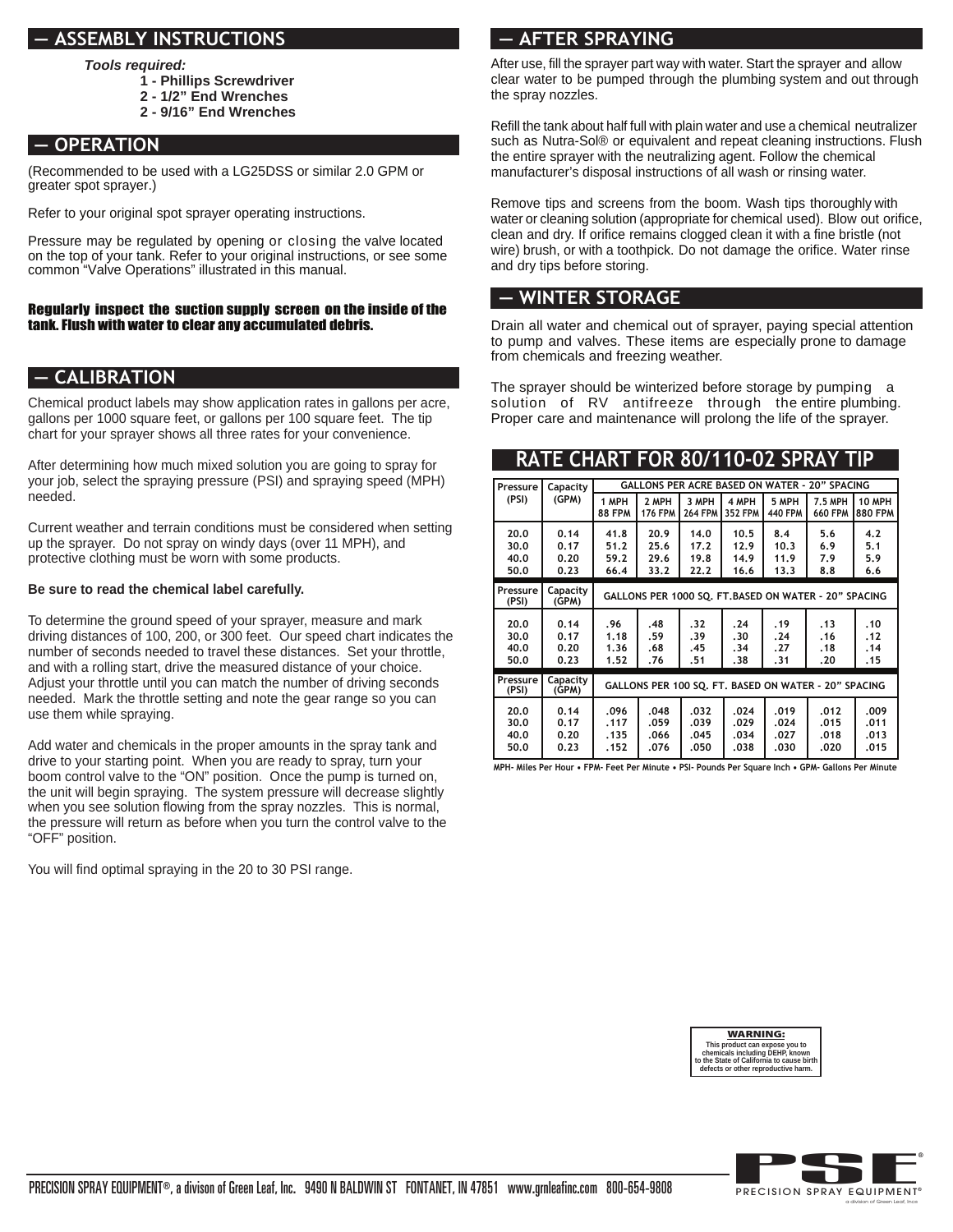## — ASSEMBLY INSTRUCTIONS

***Tools required:***

**1 - Phillips Screwdriver**
**2 - 1/2" End Wrenches**
**2 - 9/16" End Wrenches**

## — OPERATION

(Recommended to be used with a LG25DSS or similar 2.0 GPM or greater spot sprayer.)

Refer to your original spot sprayer operating instructions.

Pressure may be regulated by opening or closing the valve located on the top of your tank. Refer to your original instructions, or see some common "Valve Operations" illustrated in this manual.

**Regularly inspect the suction supply screen on the inside of the tank. Flush with water to clear any accumulated debris.**

## — CALIBRATION

Chemical product labels may show application rates in gallons per acre, gallons per 1000 square feet, or gallons per 100 square feet. The tip chart for your sprayer shows all three rates for your convenience.

After determining how much mixed solution you are going to spray for your job, select the spraying pressure (PSI) and spraying speed (MPH) needed.

Current weather and terrain conditions must be considered when setting up the sprayer. Do not spray on windy days (over 11 MPH), and protective clothing must be worn with some products.

**Be sure to read the chemical label carefully.**

To determine the ground speed of your sprayer, measure and mark driving distances of 100, 200, or 300 feet. Our speed chart indicates the number of seconds needed to travel these distances. Set your throttle, and with a rolling start, drive the measured distance of your choice. Adjust your throttle until you can match the number of driving seconds needed. Mark the throttle setting and note the gear range so you can use them while spraying.

Add water and chemicals in the proper amounts in the spray tank and drive to your starting point. When you are ready to spray, turn your boom control valve to the "ON" position. Once the pump is turned on, the unit will begin spraying. The system pressure will decrease slightly when you see solution flowing from the spray nozzles. This is normal, the pressure will return as before when you turn the control valve to the "OFF" position.

You will find optimal spraying in the 20 to 30 PSI range.

## — AFTER SPRAYING

After use, fill the sprayer part way with water. Start the sprayer and allow clear water to be pumped through the plumbing system and out through the spray nozzles.

Refill the tank about half full with plain water and use a chemical neutralizer such as Nutra-Sol® or equivalent and repeat cleaning instructions. Flush the entire sprayer with the neutralizing agent. Follow the chemical manufacturer's disposal instructions of all wash or rinsing water.

Remove tips and screens from the boom. Wash tips thoroughly with water or cleaning solution (appropriate for chemical used). Blow out orifice, clean and dry. If orifice remains clogged clean it with a fine bristle (not wire) brush, or with a toothpick. Do not damage the orifice. Water rinse and dry tips before storing.

## — WINTER STORAGE

Drain all water and chemical out of sprayer, paying special attention to pump and valves. These items are especially prone to damage from chemicals and freezing weather.

The sprayer should be winterized before storage by pumping a solution of RV antifreeze through the entire plumbing. Proper care and maintenance will prolong the life of the sprayer.

## RATE CHART FOR 80/110-02 SPRAY TIP

| Pressure (PSI) | Capacity (GPM) | GALLONS PER ACRE BASED ON WATER - 20" SPACING | | | | | | |
|---|---|---|---|---|---|---|---|---|
| | | 1 MPH 88 FPM | 2 MPH 176 FPM | 3 MPH 264 FPM | 4 MPH 352 FPM | 5 MPH 440 FPM | 7.5 MPH 660 FPM | 10 MPH 880 FPM |
| 20.0 | 0.14 | 41.8 | 20.9 | 14.0 | 10.5 | 8.4 | 5.6 | 4.2 |
| 30.0 | 0.17 | 51.2 | 25.6 | 17.2 | 12.9 | 10.3 | 6.9 | 5.1 |
| 40.0 | 0.20 | 59.2 | 29.6 | 19.8 | 14.9 | 11.9 | 7.9 | 5.9 |
| 50.0 | 0.23 | 66.4 | 33.2 | 22.2 | 16.6 | 13.3 | 8.8 | 6.6 |
| **Pressure (PSI)** | **Capacity (GPM)** | **GALLONS PER 1000 SQ. FT.BASED ON WATER - 20" SPACING** | | | | | | |
| 20.0 | 0.14 | .96 | .48 | .32 | .24 | .19 | .13 | .10 |
| 30.0 | 0.17 | 1.18 | .59 | .39 | .30 | .24 | .16 | .12 |
| 40.0 | 0.20 | 1.36 | .68 | .45 | .34 | .27 | .18 | .14 |
| 50.0 | 0.23 | 1.52 | .76 | .51 | .38 | .31 | .20 | .15 |
| **Pressure (PSI)** | **Capacity (GPM)** | **GALLONS PER 100 SQ. FT. BASED ON WATER - 20" SPACING** | | | | | | |
| 20.0 | 0.14 | .096 | .048 | .032 | .024 | .019 | .012 | .009 |
| 30.0 | 0.17 | .117 | .059 | .039 | .029 | .024 | .015 | .011 |
| 40.0 | 0.20 | .135 | .066 | .045 | .034 | .027 | .018 | .013 |
| 50.0 | 0.23 | .152 | .076 | .050 | .038 | .030 | .020 | .015 |

MPH- Miles Per Hour • FPM- Feet Per Minute • PSI- Pounds Per Square Inch • GPM- Gallons Per Minute

**WARNING:**
**This product can expose you to chemicals including DEHP, known to the State of California to cause birth defects or other reproductive harm.**

PRECISION SPRAY EQUIPMENT®, a divison of Green Leaf, Inc. 9490 N BALDWIN ST FONTANET, IN 47851 www.grnleafinc.com 800-654-9808

PSE® PRECISION SPRAY EQUIPMENT® a division of Green Leaf, Inc.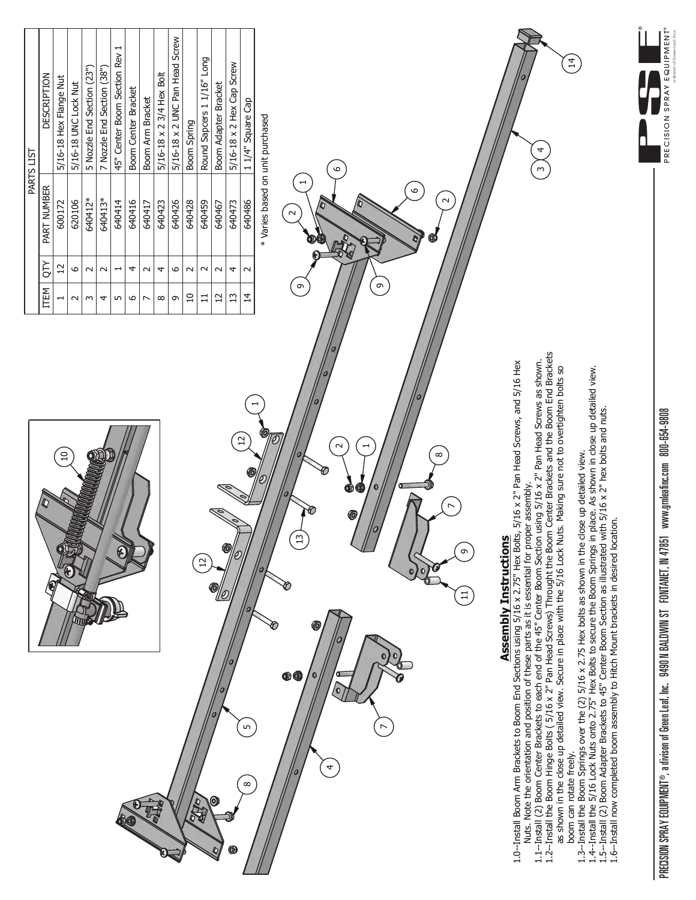| PARTS LIST | | | |
|---|---|---|---|
| ITEM | QTY | PART NUMBER | DESCRIPTION |
| 1 | 12 | 600172 | 5/16-18 Hex Flange Nut |
| 2 | 6 | 620106 | 5/16-18 UNC Lock Nut |
| 3 | 2 | 640412* | 5 Nozzle End Section (23") |
| 4 | 2 | 640413* | 7 Nozzle End Section (38") |
| 5 | 1 | 640414 | 45" Center Boom Section Rev 1 |
| 6 | 4 | 640416 | Boom Center Bracket |
| 7 | 2 | 640417 | Boom Arm Bracket |
| 8 | 4 | 640423 | 5/16-18 x 2 3/4 Hex Bolt |
| 9 | 6 | 640426 | 5/16-18 x 2 UNC Pan Head Screw |
| 10 | 2 | 640428 | Boom Spring |
| 11 | 2 | 640459 | Round Sapcers 1 1/16" Long |
| 12 | 2 | 640467 | Boom Adapter Bracket |
| 13 | 4 | 640473 | 5/16-18 x 2 Hex Cap Screw |
| 14 | 2 | 640486 | 1 1/4" Square Cap |

\* Varies based on unit purchased

## Assembly Instructions

1.0--Install Boom Arm Brackets to Boom End Sections using 5/16 x 2.75" Hex Bolts, 5/16 x 2" Pan Head Screws, and 5/16 Hex Nuts. Note the orientation and position of these parts as it is essential for proper assembly.

1.1--Install (2) Boom Center Brackets to each end of the 45" Center Boom Section using 5/16 x 2" Pan Head Screws as shown.

1.2--Install the Boom Hinge Bolts ( 5/16 x 2" Pan Head Screws) Throught the Boom Center Brackets and the Boom End Brackets as shown in the close up detailed view. Secure in place with the 5/16 Lock Nuts. Making sure not to overtighten bolts so boom can rotate freely.

1.3--Install the Boom Springs over the (2) 5/16 x 2.75 Hex bolts as shown in the close up detailed view.

1.4--Install the 5/16 Lock Nuts onto 2.75" Hex Bolts to secure the Boom Springs in place. As shown in close up detailed view.

1.5--Install (2) Boom Adapter Brackets to 45" Center Boom Section as illustrated with 5/16 x 2" hex bolts and nuts.

1.6--Install now completed boom assembly to Hitch Mount brackets in desired location.

PRECISION SPRAY EQUIPMENT®, a divison of Green Leaf, Inc. 9490 N BALDWIN ST FONTANET, IN 47851 www.gmleafinc.com 800-654-9808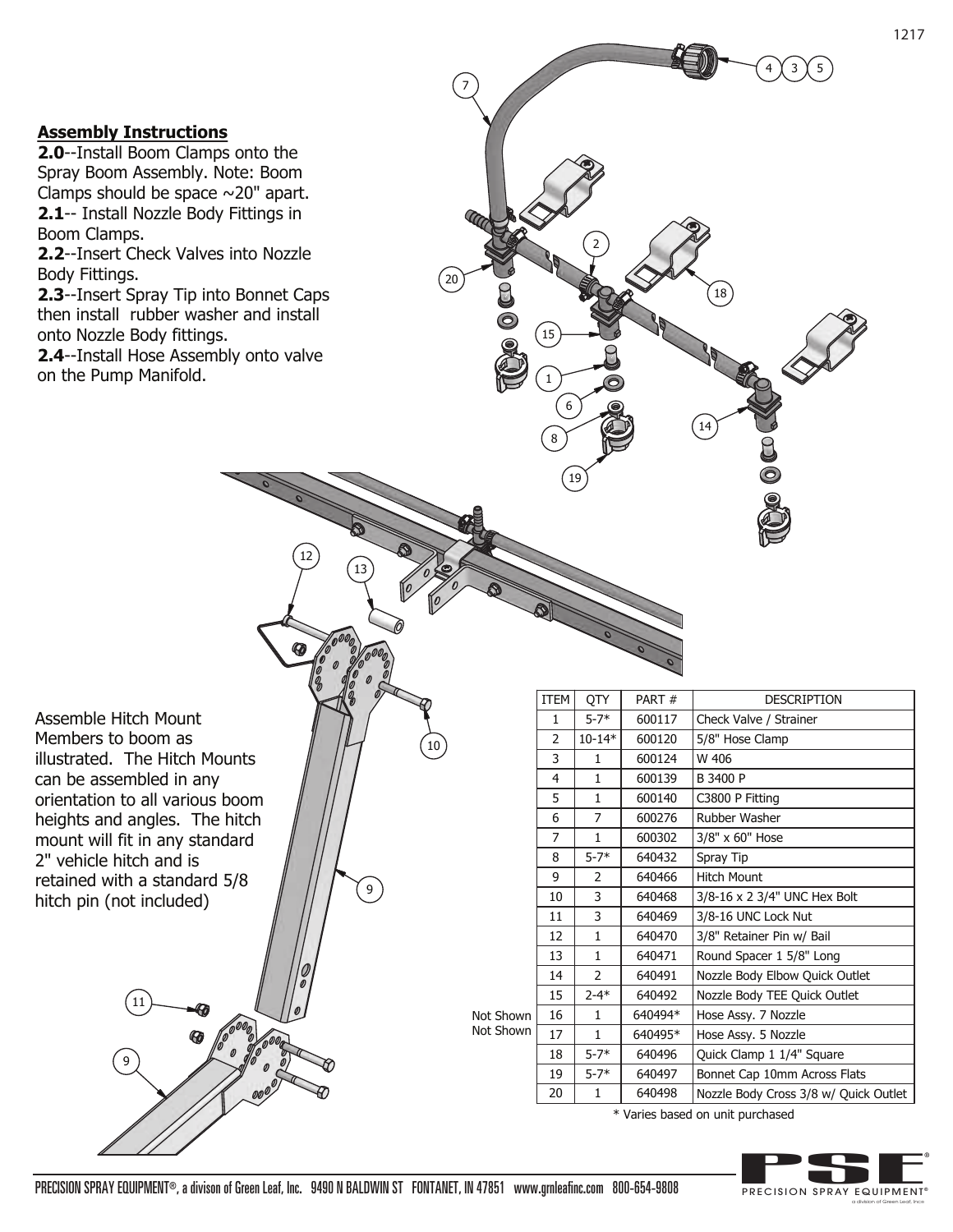## Assembly Instructions

**2.0**--Install Boom Clamps onto the Spray Boom Assembly. Note: Boom Clamps should be space ~20" apart.
**2.1**-- Install Nozzle Body Fittings in Boom Clamps.
**2.2**--Insert Check Valves into Nozzle Body Fittings.
**2.3**--Insert Spray Tip into Bonnet Caps then install rubber washer and install onto Nozzle Body fittings.
**2.4**--Install Hose Assembly onto valve on the Pump Manifold.

Assemble Hitch Mount Members to boom as illustrated. The Hitch Mounts can be assembled in any orientation to all various boom heights and angles. The hitch mount will fit in any standard 2" vehicle hitch and is retained with a standard 5/8 hitch pin (not included)

| | ITEM | QTY | PART # | DESCRIPTION |
|---|---|---|---|---|
| | 1 | 5-7* | 600117 | Check Valve / Strainer |
| | 2 | 10-14* | 600120 | 5/8" Hose Clamp |
| | 3 | 1 | 600124 | W 406 |
| | 4 | 1 | 600139 | B 3400 P |
| | 5 | 1 | 600140 | C3800 P Fitting |
| | 6 | 7 | 600276 | Rubber Washer |
| | 7 | 1 | 600302 | 3/8" x 60" Hose |
| | 8 | 5-7* | 640432 | Spray Tip |
| | 9 | 2 | 640466 | Hitch Mount |
| | 10 | 3 | 640468 | 3/8-16 x 2 3/4" UNC Hex Bolt |
| | 11 | 3 | 640469 | 3/8-16 UNC Lock Nut |
| | 12 | 1 | 640470 | 3/8" Retainer Pin w/ Bail |
| | 13 | 1 | 640471 | Round Spacer 1 5/8" Long |
| | 14 | 2 | 640491 | Nozzle Body Elbow Quick Outlet |
| | 15 | 2-4* | 640492 | Nozzle Body TEE Quick Outlet |
| Not Shown | 16 | 1 | 640494* | Hose Assy. 7 Nozzle |
| Not Shown | 17 | 1 | 640495* | Hose Assy. 5 Nozzle |
| | 18 | 5-7* | 640496 | Quick Clamp 1 1/4" Square |
| | 19 | 5-7* | 640497 | Bonnet Cap 10mm Across Flats |
| | 20 | 1 | 640498 | Nozzle Body Cross 3/8 w/ Quick Outlet |

* Varies based on unit purchased

PRECISION SPRAY EQUIPMENT®, a divison of Green Leaf, Inc. 9490 N BALDWIN ST FONTANET, IN 47851 www.grnleafinc.com 800-654-9808